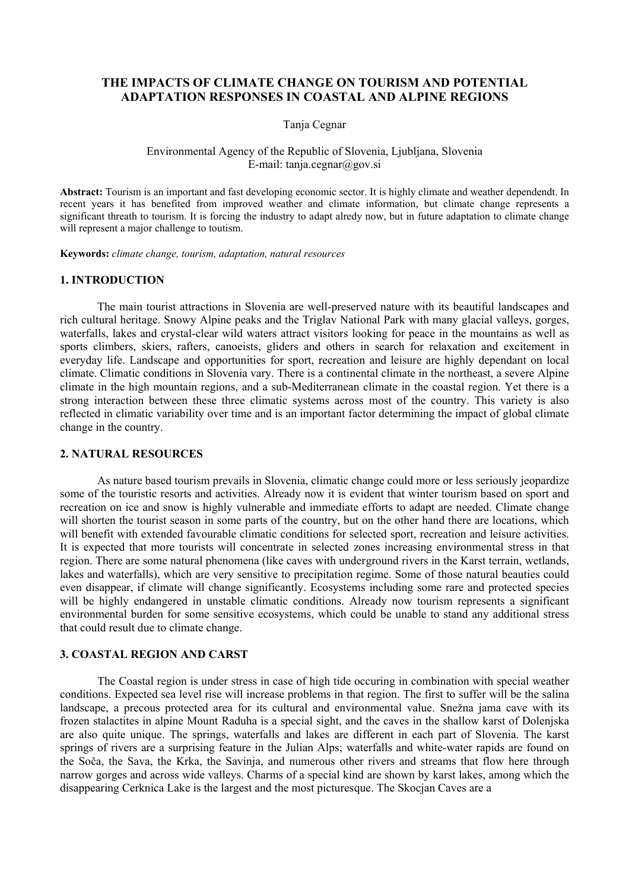# THE IMPACTS OF CLIMATE CHANGE ON TOURISM AND POTENTIAL ADAPTATION RESPONSES IN COASTAL AND ALPINE REGIONS

Tanja Cegnar

Environmental Agency of the Republic of Slovenia, Ljubljana, Slovenia
E-mail: tanja.cegnar@gov.si

**Abstract:** Tourism is an important and fast developing economic sector. It is highly climate and weather dependendt. In recent years it has benefited from improved weather and climate information, but climate change represents a significant threath to tourism. It is forcing the industry to adapt alredy now, but in future adaptation to climate change will represent a major challenge to toutism.

**Keywords:** *climate change, tourism, adaptation, natural resources*

## 1. INTRODUCTION

The main tourist attractions in Slovenia are well-preserved nature with its beautiful landscapes and rich cultural heritage. Snowy Alpine peaks and the Triglav National Park with many glacial valleys, gorges, waterfalls, lakes and crystal-clear wild waters attract visitors looking for peace in the mountains as well as sports climbers, skiers, rafters, canoeists, gliders and others in search for relaxation and excitement in everyday life. Landscape and opportunities for sport, recreation and leisure are highly dependant on local climate. Climatic conditions in Slovenia vary. There is a continental climate in the northeast, a severe Alpine climate in the high mountain regions, and a sub-Mediterranean climate in the coastal region. Yet there is a strong interaction between these three climatic systems across most of the country. This variety is also reflected in climatic variability over time and is an important factor determining the impact of global climate change in the country.

## 2. NATURAL RESOURCES

As nature based tourism prevails in Slovenia, climatic change could more or less seriously jeopardize some of the touristic resorts and activities. Already now it is evident that winter tourism based on sport and recreation on ice and snow is highly vulnerable and immediate efforts to adapt are needed. Climate change will shorten the tourist season in some parts of the country, but on the other hand there are locations, which will benefit with extended favourable climatic conditions for selected sport, recreation and leisure activities. It is expected that more tourists will concentrate in selected zones increasing environmental stress in that region. There are some natural phenomena (like caves with underground rivers in the Karst terrain, wetlands, lakes and waterfalls), which are very sensitive to precipitation regime. Some of those natural beauties could even disappear, if climate will change significantly. Ecosystems including some rare and protected species will be highly endangered in unstable climatic conditions. Already now tourism represents a significant environmental burden for some sensitive ecosystems, which could be unable to stand any additional stress that could result due to climate change.

## 3. COASTAL REGION AND CARST

The Coastal region is under stress in case of high tide occuring in combination with special weather conditions. Expected sea level rise will increase problems in that region. The first to suffer will be the salina landscape, a precous protected area for its cultural and environmental value. Snežna jama cave with its frozen stalactites in alpine Mount Raduha is a special sight, and the caves in the shallow karst of Dolenjska are also quite unique. The springs, waterfalls and lakes are different in each part of Slovenia. The karst springs of rivers are a surprising feature in the Julian Alps; waterfalls and white-water rapids are found on the Soča, the Sava, the Krka, the Savinja, and numerous other rivers and streams that flow here through narrow gorges and across wide valleys. Charms of a special kind are shown by karst lakes, among which the disappearing Cerknica Lake is the largest and the most picturesque. The Skocjan Caves are a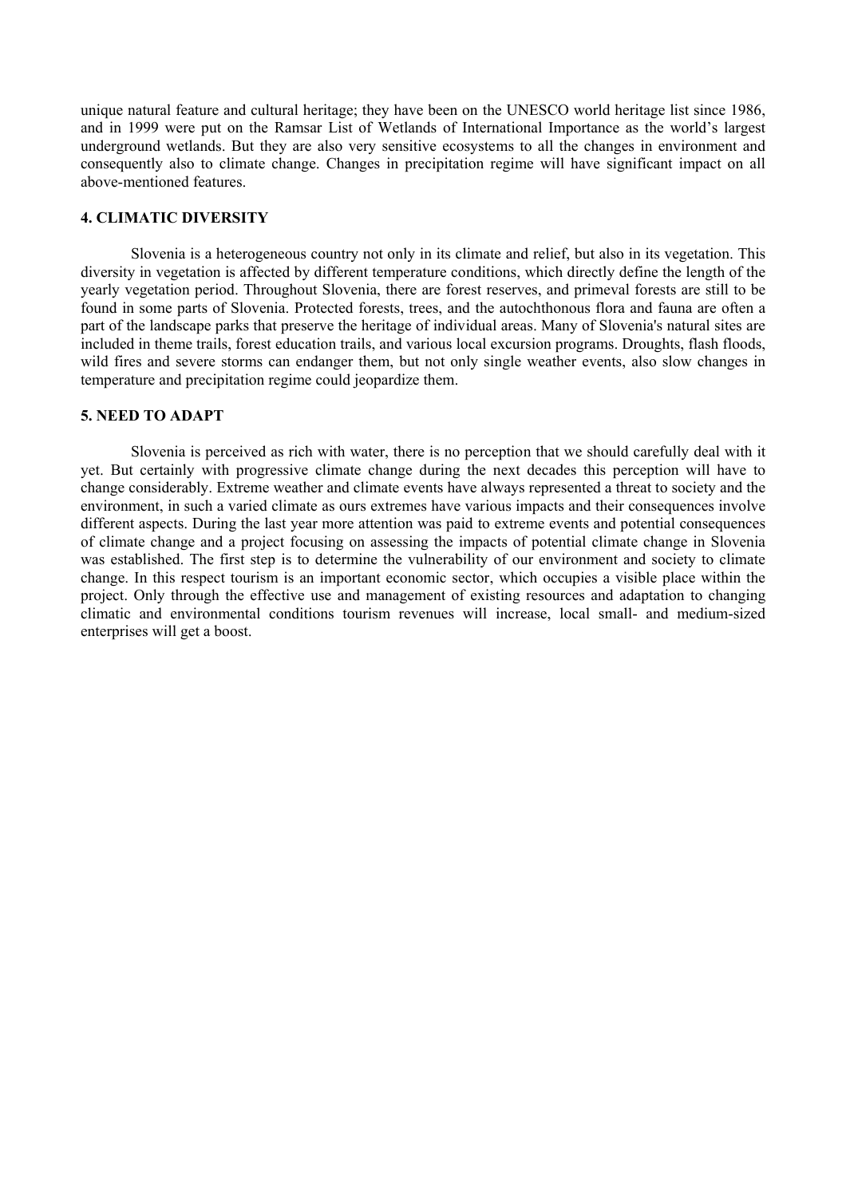unique natural feature and cultural heritage; they have been on the UNESCO world heritage list since 1986, and in 1999 were put on the Ramsar List of Wetlands of International Importance as the world's largest underground wetlands. But they are also very sensitive ecosystems to all the changes in environment and consequently also to climate change. Changes in precipitation regime will have significant impact on all above-mentioned features.

## 4. CLIMATIC DIVERSITY

Slovenia is a heterogeneous country not only in its climate and relief, but also in its vegetation. This diversity in vegetation is affected by different temperature conditions, which directly define the length of the yearly vegetation period. Throughout Slovenia, there are forest reserves, and primeval forests are still to be found in some parts of Slovenia. Protected forests, trees, and the autochthonous flora and fauna are often a part of the landscape parks that preserve the heritage of individual areas. Many of Slovenia's natural sites are included in theme trails, forest education trails, and various local excursion programs. Droughts, flash floods, wild fires and severe storms can endanger them, but not only single weather events, also slow changes in temperature and precipitation regime could jeopardize them.

## 5. NEED TO ADAPT

Slovenia is perceived as rich with water, there is no perception that we should carefully deal with it yet. But certainly with progressive climate change during the next decades this perception will have to change considerably. Extreme weather and climate events have always represented a threat to society and the environment, in such a varied climate as ours extremes have various impacts and their consequences involve different aspects. During the last year more attention was paid to extreme events and potential consequences of climate change and a project focusing on assessing the impacts of potential climate change in Slovenia was established. The first step is to determine the vulnerability of our environment and society to climate change. In this respect tourism is an important economic sector, which occupies a visible place within the project. Only through the effective use and management of existing resources and adaptation to changing climatic and environmental conditions tourism revenues will increase, local small- and medium-sized enterprises will get a boost.